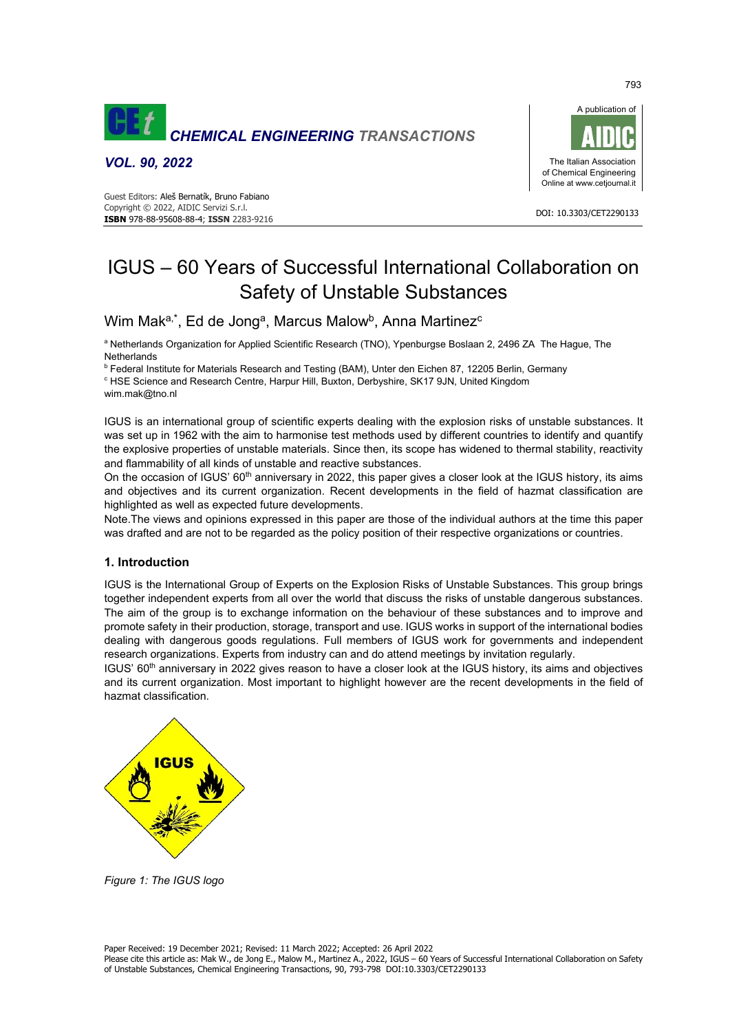# IGUS – 60 Years of Successful International Collaboration on Safety of Unstable Substances

Wim Mak[a,*], Ed de Jong[a], Marcus Malow[b], Anna Martinez[c]

[a] Netherlands Organization for Applied Scientific Research (TNO), Ypenburgse Boslaan 2, 2496 ZA The Hague, The Netherlands

[b] Federal Institute for Materials Research and Testing (BAM), Unter den Eichen 87, 12205 Berlin, Germany

[c] HSE Science and Research Centre, Harpur Hill, Buxton, Derbyshire, SK17 9JN, United Kingdom

wim.mak@tno.nl

IGUS is an international group of scientific experts dealing with the explosion risks of unstable substances. It was set up in 1962 with the aim to harmonise test methods used by different countries to identify and quantify the explosive properties of unstable materials. Since then, its scope has widened to thermal stability, reactivity and flammability of all kinds of unstable and reactive substances.

On the occasion of IGUS' 60th anniversary in 2022, this paper gives a closer look at the IGUS history, its aims and objectives and its current organization. Recent developments in the field of hazmat classification are highlighted as well as expected future developments.

Note.The views and opinions expressed in this paper are those of the individual authors at the time this paper was drafted and are not to be regarded as the policy position of their respective organizations or countries.

## 1. Introduction

IGUS is the International Group of Experts on the Explosion Risks of Unstable Substances. This group brings together independent experts from all over the world that discuss the risks of unstable dangerous substances. The aim of the group is to exchange information on the behaviour of these substances and to improve and promote safety in their production, storage, transport and use. IGUS works in support of the international bodies dealing with dangerous goods regulations. Full members of IGUS work for governments and independent research organizations. Experts from industry can and do attend meetings by invitation regularly.

IGUS' 60th anniversary in 2022 gives reason to have a closer look at the IGUS history, its aims and objectives and its current organization. Most important to highlight however are the recent developments in the field of hazmat classification.

*Figure 1: The IGUS logo*

Paper Received: 19 December 2021; Revised: 11 March 2022; Accepted: 26 April 2022

Please cite this article as: Mak W., de Jong E., Malow M., Martinez A., 2022, IGUS – 60 Years of Successful International Collaboration on Safety of Unstable Substances, Chemical Engineering Transactions, 90, 793-798 DOI:10.3303/CET2290133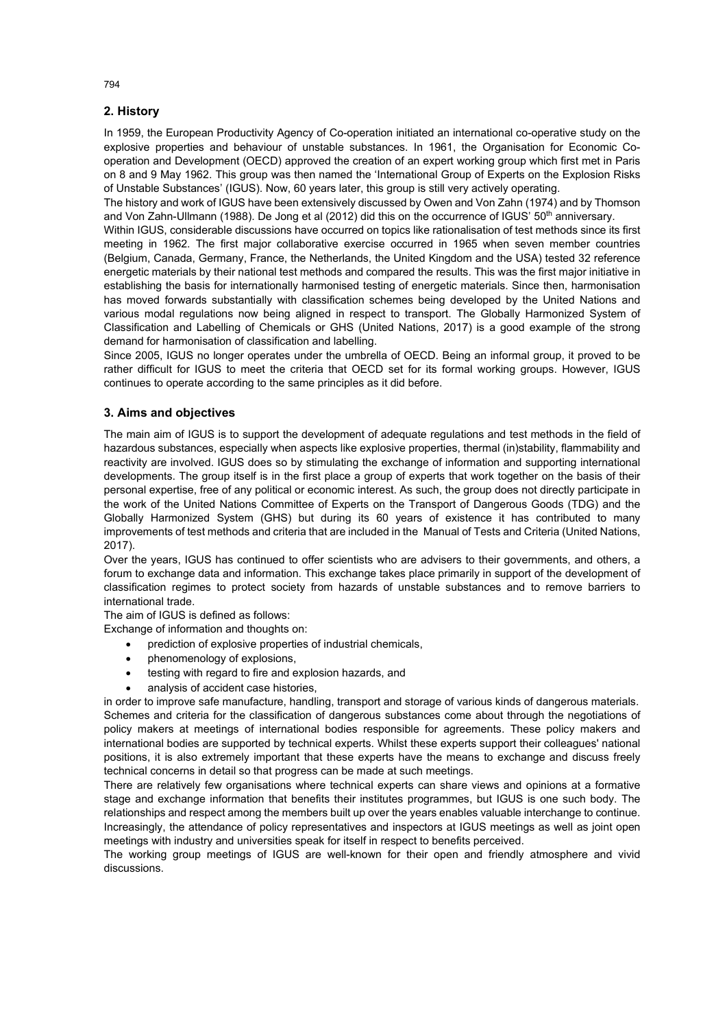## 2. History

In 1959, the European Productivity Agency of Co-operation initiated an international co-operative study on the explosive properties and behaviour of unstable substances. In 1961, the Organisation for Economic Co-operation and Development (OECD) approved the creation of an expert working group which first met in Paris on 8 and 9 May 1962. This group was then named the 'International Group of Experts on the Explosion Risks of Unstable Substances' (IGUS). Now, 60 years later, this group is still very actively operating.

The history and work of IGUS have been extensively discussed by Owen and Von Zahn (1974) and by Thomson and Von Zahn-Ullmann (1988). De Jong et al (2012) did this on the occurrence of IGUS' 50th anniversary.

Within IGUS, considerable discussions have occurred on topics like rationalisation of test methods since its first meeting in 1962. The first major collaborative exercise occurred in 1965 when seven member countries (Belgium, Canada, Germany, France, the Netherlands, the United Kingdom and the USA) tested 32 reference energetic materials by their national test methods and compared the results. This was the first major initiative in establishing the basis for internationally harmonised testing of energetic materials. Since then, harmonisation has moved forwards substantially with classification schemes being developed by the United Nations and various modal regulations now being aligned in respect to transport. The Globally Harmonized System of Classification and Labelling of Chemicals or GHS (United Nations, 2017) is a good example of the strong demand for harmonisation of classification and labelling.

Since 2005, IGUS no longer operates under the umbrella of OECD. Being an informal group, it proved to be rather difficult for IGUS to meet the criteria that OECD set for its formal working groups. However, IGUS continues to operate according to the same principles as it did before.

## 3. Aims and objectives

The main aim of IGUS is to support the development of adequate regulations and test methods in the field of hazardous substances, especially when aspects like explosive properties, thermal (in)stability, flammability and reactivity are involved. IGUS does so by stimulating the exchange of information and supporting international developments. The group itself is in the first place a group of experts that work together on the basis of their personal expertise, free of any political or economic interest. As such, the group does not directly participate in the work of the United Nations Committee of Experts on the Transport of Dangerous Goods (TDG) and the Globally Harmonized System (GHS) but during its 60 years of existence it has contributed to many improvements of test methods and criteria that are included in the Manual of Tests and Criteria (United Nations, 2017).

Over the years, IGUS has continued to offer scientists who are advisers to their governments, and others, a forum to exchange data and information. This exchange takes place primarily in support of the development of classification regimes to protect society from hazards of unstable substances and to remove barriers to international trade.

The aim of IGUS is defined as follows:

Exchange of information and thoughts on:

- prediction of explosive properties of industrial chemicals,
- phenomenology of explosions,
- testing with regard to fire and explosion hazards, and
- analysis of accident case histories,

in order to improve safe manufacture, handling, transport and storage of various kinds of dangerous materials. Schemes and criteria for the classification of dangerous substances come about through the negotiations of policy makers at meetings of international bodies responsible for agreements. These policy makers and international bodies are supported by technical experts. Whilst these experts support their colleagues' national positions, it is also extremely important that these experts have the means to exchange and discuss freely technical concerns in detail so that progress can be made at such meetings.

There are relatively few organisations where technical experts can share views and opinions at a formative stage and exchange information that benefits their institutes programmes, but IGUS is one such body. The relationships and respect among the members built up over the years enables valuable interchange to continue. Increasingly, the attendance of policy representatives and inspectors at IGUS meetings as well as joint open meetings with industry and universities speak for itself in respect to benefits perceived.

The working group meetings of IGUS are well-known for their open and friendly atmosphere and vivid discussions.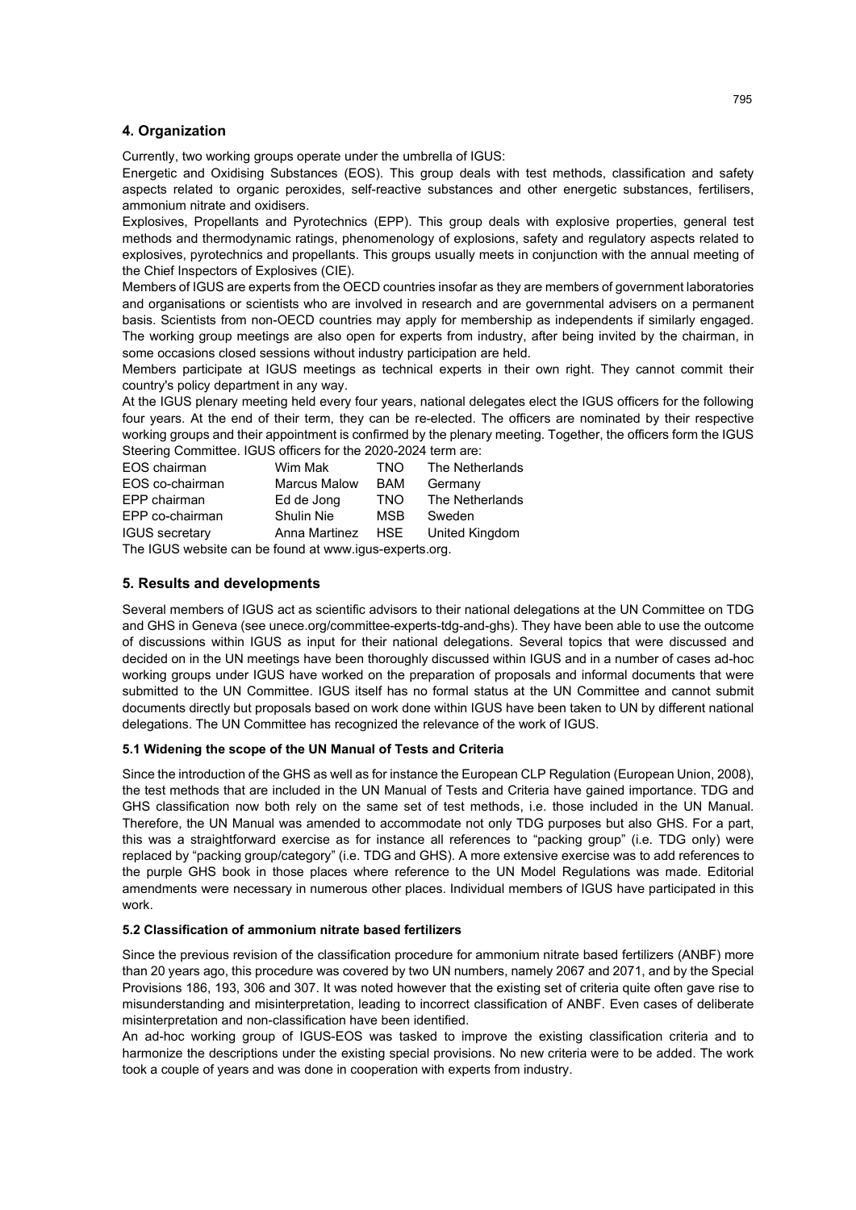## 4. Organization

Currently, two working groups operate under the umbrella of IGUS:

Energetic and Oxidising Substances (EOS). This group deals with test methods, classification and safety aspects related to organic peroxides, self-reactive substances and other energetic substances, fertilisers, ammonium nitrate and oxidisers.

Explosives, Propellants and Pyrotechnics (EPP). This group deals with explosive properties, general test methods and thermodynamic ratings, phenomenology of explosions, safety and regulatory aspects related to explosives, pyrotechnics and propellants. This groups usually meets in conjunction with the annual meeting of the Chief Inspectors of Explosives (CIE).

Members of IGUS are experts from the OECD countries insofar as they are members of government laboratories and organisations or scientists who are involved in research and are governmental advisers on a permanent basis. Scientists from non-OECD countries may apply for membership as independents if similarly engaged. The working group meetings are also open for experts from industry, after being invited by the chairman, in some occasions closed sessions without industry participation are held.

Members participate at IGUS meetings as technical experts in their own right. They cannot commit their country's policy department in any way.

At the IGUS plenary meeting held every four years, national delegates elect the IGUS officers for the following four years. At the end of their term, they can be re-elected. The officers are nominated by their respective working groups and their appointment is confirmed by the plenary meeting. Together, the officers form the IGUS Steering Committee. IGUS officers for the 2020-2024 term are:

| | | | |
|---|---|---|---|
| EOS chairman | Wim Mak | TNO | The Netherlands |
| EOS co-chairman | Marcus Malow | BAM | Germany |
| EPP chairman | Ed de Jong | TNO | The Netherlands |
| EPP co-chairman | Shulin Nie | MSB | Sweden |
| IGUS secretary | Anna Martinez | HSE | United Kingdom |

The IGUS website can be found at www.igus-experts.org.

## 5. Results and developments

Several members of IGUS act as scientific advisors to their national delegations at the UN Committee on TDG and GHS in Geneva (see unece.org/committee-experts-tdg-and-ghs). They have been able to use the outcome of discussions within IGUS as input for their national delegations. Several topics that were discussed and decided on in the UN meetings have been thoroughly discussed within IGUS and in a number of cases ad-hoc working groups under IGUS have worked on the preparation of proposals and informal documents that were submitted to the UN Committee. IGUS itself has no formal status at the UN Committee and cannot submit documents directly but proposals based on work done within IGUS have been taken to UN by different national delegations. The UN Committee has recognized the relevance of the work of IGUS.

### 5.1 Widening the scope of the UN Manual of Tests and Criteria

Since the introduction of the GHS as well as for instance the European CLP Regulation (European Union, 2008), the test methods that are included in the UN Manual of Tests and Criteria have gained importance. TDG and GHS classification now both rely on the same set of test methods, i.e. those included in the UN Manual. Therefore, the UN Manual was amended to accommodate not only TDG purposes but also GHS. For a part, this was a straightforward exercise as for instance all references to "packing group" (i.e. TDG only) were replaced by "packing group/category" (i.e. TDG and GHS). A more extensive exercise was to add references to the purple GHS book in those places where reference to the UN Model Regulations was made. Editorial amendments were necessary in numerous other places. Individual members of IGUS have participated in this work.

### 5.2 Classification of ammonium nitrate based fertilizers

Since the previous revision of the classification procedure for ammonium nitrate based fertilizers (ANBF) more than 20 years ago, this procedure was covered by two UN numbers, namely 2067 and 2071, and by the Special Provisions 186, 193, 306 and 307. It was noted however that the existing set of criteria quite often gave rise to misunderstanding and misinterpretation, leading to incorrect classification of ANBF. Even cases of deliberate misinterpretation and non-classification have been identified.

An ad-hoc working group of IGUS-EOS was tasked to improve the existing classification criteria and to harmonize the descriptions under the existing special provisions. No new criteria were to be added. The work took a couple of years and was done in cooperation with experts from industry.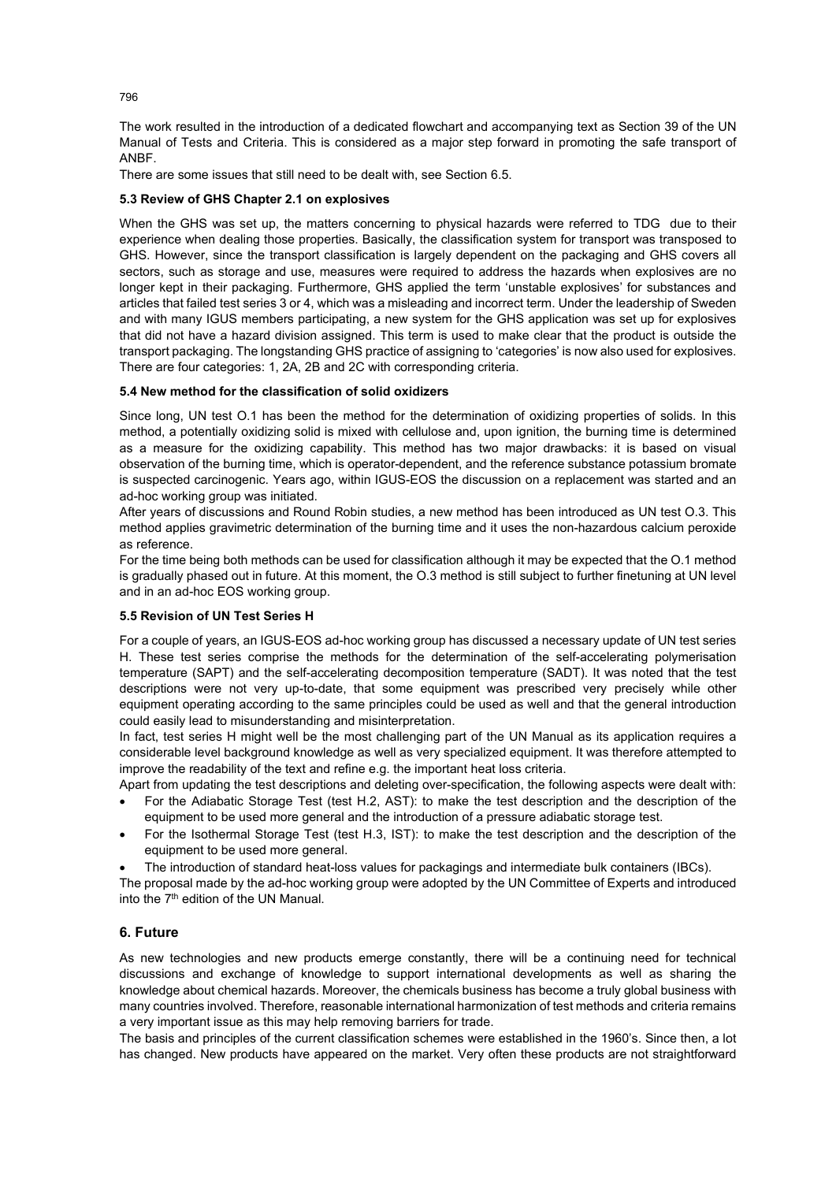The work resulted in the introduction of a dedicated flowchart and accompanying text as Section 39 of the UN Manual of Tests and Criteria. This is considered as a major step forward in promoting the safe transport of ANBF.

There are some issues that still need to be dealt with, see Section 6.5.

### 5.3 Review of GHS Chapter 2.1 on explosives

When the GHS was set up, the matters concerning to physical hazards were referred to TDG due to their experience when dealing those properties. Basically, the classification system for transport was transposed to GHS. However, since the transport classification is largely dependent on the packaging and GHS covers all sectors, such as storage and use, measures were required to address the hazards when explosives are no longer kept in their packaging. Furthermore, GHS applied the term 'unstable explosives' for substances and articles that failed test series 3 or 4, which was a misleading and incorrect term. Under the leadership of Sweden and with many IGUS members participating, a new system for the GHS application was set up for explosives that did not have a hazard division assigned. This term is used to make clear that the product is outside the transport packaging. The longstanding GHS practice of assigning to 'categories' is now also used for explosives. There are four categories: 1, 2A, 2B and 2C with corresponding criteria.

### 5.4 New method for the classification of solid oxidizers

Since long, UN test O.1 has been the method for the determination of oxidizing properties of solids. In this method, a potentially oxidizing solid is mixed with cellulose and, upon ignition, the burning time is determined as a measure for the oxidizing capability. This method has two major drawbacks: it is based on visual observation of the burning time, which is operator-dependent, and the reference substance potassium bromate is suspected carcinogenic. Years ago, within IGUS-EOS the discussion on a replacement was started and an ad-hoc working group was initiated.

After years of discussions and Round Robin studies, a new method has been introduced as UN test O.3. This method applies gravimetric determination of the burning time and it uses the non-hazardous calcium peroxide as reference.

For the time being both methods can be used for classification although it may be expected that the O.1 method is gradually phased out in future. At this moment, the O.3 method is still subject to further finetuning at UN level and in an ad-hoc EOS working group.

### 5.5 Revision of UN Test Series H

For a couple of years, an IGUS-EOS ad-hoc working group has discussed a necessary update of UN test series H. These test series comprise the methods for the determination of the self-accelerating polymerisation temperature (SAPT) and the self-accelerating decomposition temperature (SADT). It was noted that the test descriptions were not very up-to-date, that some equipment was prescribed very precisely while other equipment operating according to the same principles could be used as well and that the general introduction could easily lead to misunderstanding and misinterpretation.

In fact, test series H might well be the most challenging part of the UN Manual as its application requires a considerable level background knowledge as well as very specialized equipment. It was therefore attempted to improve the readability of the text and refine e.g. the important heat loss criteria.

Apart from updating the test descriptions and deleting over-specification, the following aspects were dealt with:

- For the Adiabatic Storage Test (test H.2, AST): to make the test description and the description of the equipment to be used more general and the introduction of a pressure adiabatic storage test.
- For the Isothermal Storage Test (test H.3, IST): to make the test description and the description of the equipment to be used more general.
- The introduction of standard heat-loss values for packagings and intermediate bulk containers (IBCs).

The proposal made by the ad-hoc working group were adopted by the UN Committee of Experts and introduced into the 7th edition of the UN Manual.

## 6. Future

As new technologies and new products emerge constantly, there will be a continuing need for technical discussions and exchange of knowledge to support international developments as well as sharing the knowledge about chemical hazards. Moreover, the chemicals business has become a truly global business with many countries involved. Therefore, reasonable international harmonization of test methods and criteria remains a very important issue as this may help removing barriers for trade.

The basis and principles of the current classification schemes were established in the 1960's. Since then, a lot has changed. New products have appeared on the market. Very often these products are not straightforward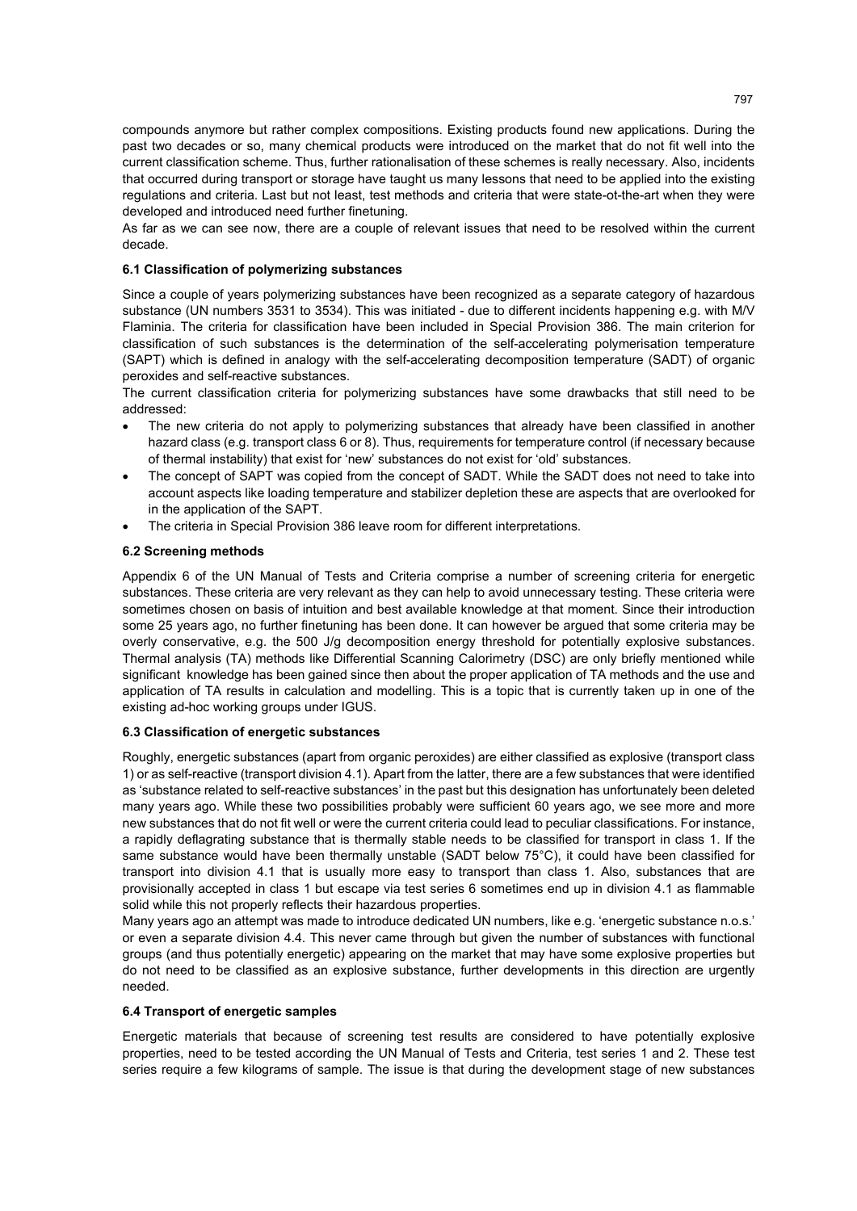compounds anymore but rather complex compositions. Existing products found new applications. During the past two decades or so, many chemical products were introduced on the market that do not fit well into the current classification scheme. Thus, further rationalisation of these schemes is really necessary. Also, incidents that occurred during transport or storage have taught us many lessons that need to be applied into the existing regulations and criteria. Last but not least, test methods and criteria that were state-ot-the-art when they were developed and introduced need further finetuning.

As far as we can see now, there are a couple of relevant issues that need to be resolved within the current decade.

### 6.1 Classification of polymerizing substances

Since a couple of years polymerizing substances have been recognized as a separate category of hazardous substance (UN numbers 3531 to 3534). This was initiated - due to different incidents happening e.g. with M/V Flaminia. The criteria for classification have been included in Special Provision 386. The main criterion for classification of such substances is the determination of the self-accelerating polymerisation temperature (SAPT) which is defined in analogy with the self-accelerating decomposition temperature (SADT) of organic peroxides and self-reactive substances.

The current classification criteria for polymerizing substances have some drawbacks that still need to be addressed:

- The new criteria do not apply to polymerizing substances that already have been classified in another hazard class (e.g. transport class 6 or 8). Thus, requirements for temperature control (if necessary because of thermal instability) that exist for 'new' substances do not exist for 'old' substances.
- The concept of SAPT was copied from the concept of SADT. While the SADT does not need to take into account aspects like loading temperature and stabilizer depletion these are aspects that are overlooked for in the application of the SAPT.
- The criteria in Special Provision 386 leave room for different interpretations.

### 6.2 Screening methods

Appendix 6 of the UN Manual of Tests and Criteria comprise a number of screening criteria for energetic substances. These criteria are very relevant as they can help to avoid unnecessary testing. These criteria were sometimes chosen on basis of intuition and best available knowledge at that moment. Since their introduction some 25 years ago, no further finetuning has been done. It can however be argued that some criteria may be overly conservative, e.g. the 500 J/g decomposition energy threshold for potentially explosive substances. Thermal analysis (TA) methods like Differential Scanning Calorimetry (DSC) are only briefly mentioned while significant knowledge has been gained since then about the proper application of TA methods and the use and application of TA results in calculation and modelling. This is a topic that is currently taken up in one of the existing ad-hoc working groups under IGUS.

### 6.3 Classification of energetic substances

Roughly, energetic substances (apart from organic peroxides) are either classified as explosive (transport class 1) or as self-reactive (transport division 4.1). Apart from the latter, there are a few substances that were identified as 'substance related to self-reactive substances' in the past but this designation has unfortunately been deleted many years ago. While these two possibilities probably were sufficient 60 years ago, we see more and more new substances that do not fit well or were the current criteria could lead to peculiar classifications. For instance, a rapidly deflagrating substance that is thermally stable needs to be classified for transport in class 1. If the same substance would have been thermally unstable (SADT below 75°C), it could have been classified for transport into division 4.1 that is usually more easy to transport than class 1. Also, substances that are provisionally accepted in class 1 but escape via test series 6 sometimes end up in division 4.1 as flammable solid while this not properly reflects their hazardous properties.

Many years ago an attempt was made to introduce dedicated UN numbers, like e.g. 'energetic substance n.o.s.' or even a separate division 4.4. This never came through but given the number of substances with functional groups (and thus potentially energetic) appearing on the market that may have some explosive properties but do not need to be classified as an explosive substance, further developments in this direction are urgently needed.

### 6.4 Transport of energetic samples

Energetic materials that because of screening test results are considered to have potentially explosive properties, need to be tested according the UN Manual of Tests and Criteria, test series 1 and 2. These test series require a few kilograms of sample. The issue is that during the development stage of new substances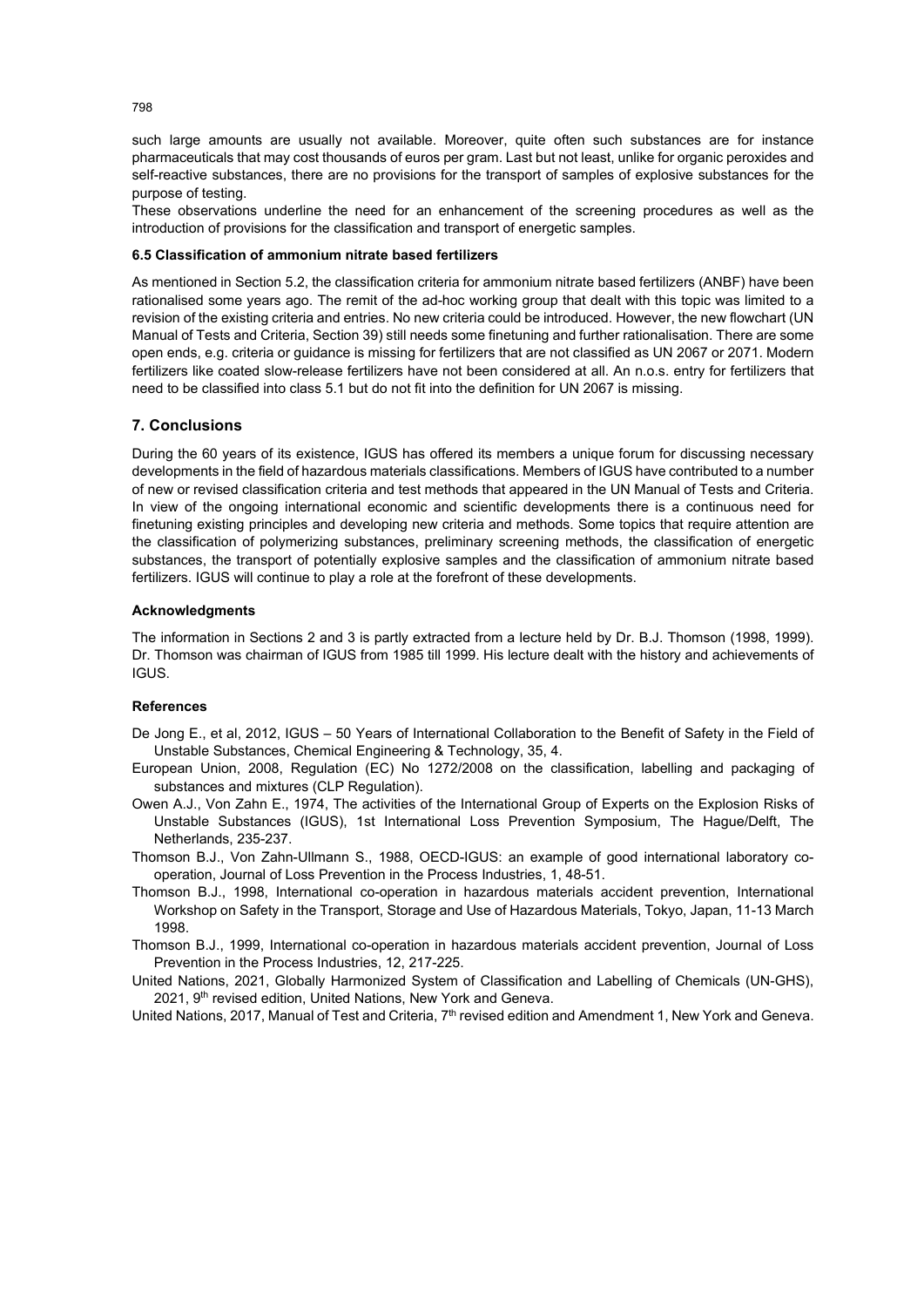such large amounts are usually not available. Moreover, quite often such substances are for instance pharmaceuticals that may cost thousands of euros per gram. Last but not least, unlike for organic peroxides and self-reactive substances, there are no provisions for the transport of samples of explosive substances for the purpose of testing.

These observations underline the need for an enhancement of the screening procedures as well as the introduction of provisions for the classification and transport of energetic samples.

### 6.5 Classification of ammonium nitrate based fertilizers

As mentioned in Section 5.2, the classification criteria for ammonium nitrate based fertilizers (ANBF) have been rationalised some years ago. The remit of the ad-hoc working group that dealt with this topic was limited to a revision of the existing criteria and entries. No new criteria could be introduced. However, the new flowchart (UN Manual of Tests and Criteria, Section 39) still needs some finetuning and further rationalisation. There are some open ends, e.g. criteria or guidance is missing for fertilizers that are not classified as UN 2067 or 2071. Modern fertilizers like coated slow-release fertilizers have not been considered at all. An n.o.s. entry for fertilizers that need to be classified into class 5.1 but do not fit into the definition for UN 2067 is missing.

## 7. Conclusions

During the 60 years of its existence, IGUS has offered its members a unique forum for discussing necessary developments in the field of hazardous materials classifications. Members of IGUS have contributed to a number of new or revised classification criteria and test methods that appeared in the UN Manual of Tests and Criteria. In view of the ongoing international economic and scientific developments there is a continuous need for finetuning existing principles and developing new criteria and methods. Some topics that require attention are the classification of polymerizing substances, preliminary screening methods, the classification of energetic substances, the transport of potentially explosive samples and the classification of ammonium nitrate based fertilizers. IGUS will continue to play a role at the forefront of these developments.

### Acknowledgments

The information in Sections 2 and 3 is partly extracted from a lecture held by Dr. B.J. Thomson (1998, 1999). Dr. Thomson was chairman of IGUS from 1985 till 1999. His lecture dealt with the history and achievements of IGUS.

### References

De Jong E., et al, 2012, IGUS – 50 Years of International Collaboration to the Benefit of Safety in the Field of Unstable Substances, Chemical Engineering & Technology, 35, 4.

European Union, 2008, Regulation (EC) No 1272/2008 on the classification, labelling and packaging of substances and mixtures (CLP Regulation).

Owen A.J., Von Zahn E., 1974, The activities of the International Group of Experts on the Explosion Risks of Unstable Substances (IGUS), 1st International Loss Prevention Symposium, The Hague/Delft, The Netherlands, 235-237.

Thomson B.J., Von Zahn-Ullmann S., 1988, OECD-IGUS: an example of good international laboratory co-operation, Journal of Loss Prevention in the Process Industries, 1, 48-51.

Thomson B.J., 1998, International co-operation in hazardous materials accident prevention, International Workshop on Safety in the Transport, Storage and Use of Hazardous Materials, Tokyo, Japan, 11-13 March 1998.

Thomson B.J., 1999, International co-operation in hazardous materials accident prevention, Journal of Loss Prevention in the Process Industries, 12, 217-225.

United Nations, 2021, Globally Harmonized System of Classification and Labelling of Chemicals (UN-GHS), 2021, 9th revised edition, United Nations, New York and Geneva.

United Nations, 2017, Manual of Test and Criteria, 7th revised edition and Amendment 1, New York and Geneva.